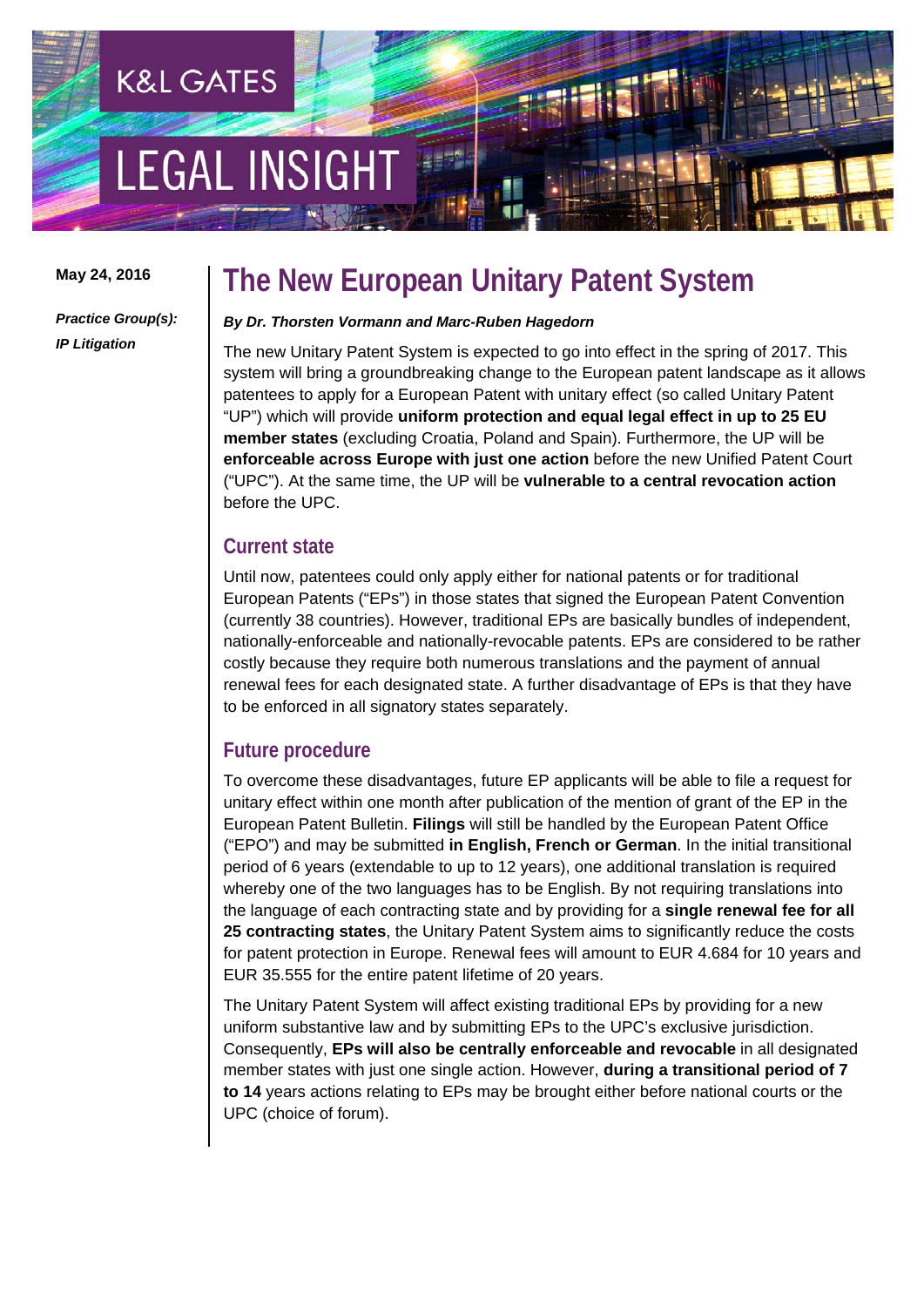May 24, 2016

***Practice Group(s):***
***IP Litigation***

# The New European Unitary Patent System

***By Dr. Thorsten Vormann and Marc-Ruben Hagedorn***

The new Unitary Patent System is expected to go into effect in the spring of 2017. This system will bring a groundbreaking change to the European patent landscape as it allows patentees to apply for a European Patent with unitary effect (so called Unitary Patent "UP") which will provide **uniform protection and equal legal effect in up to 25 EU member states** (excluding Croatia, Poland and Spain). Furthermore, the UP will be **enforceable across Europe with just one action** before the new Unified Patent Court ("UPC"). At the same time, the UP will be **vulnerable to a central revocation action** before the UPC.

## Current state

Until now, patentees could only apply either for national patents or for traditional European Patents ("EPs") in those states that signed the European Patent Convention (currently 38 countries). However, traditional EPs are basically bundles of independent, nationally-enforceable and nationally-revocable patents. EPs are considered to be rather costly because they require both numerous translations and the payment of annual renewal fees for each designated state. A further disadvantage of EPs is that they have to be enforced in all signatory states separately.

## Future procedure

To overcome these disadvantages, future EP applicants will be able to file a request for unitary effect within one month after publication of the mention of grant of the EP in the European Patent Bulletin. **Filings** will still be handled by the European Patent Office ("EPO") and may be submitted **in English, French or German**. In the initial transitional period of 6 years (extendable to up to 12 years), one additional translation is required whereby one of the two languages has to be English. By not requiring translations into the language of each contracting state and by providing for a **single renewal fee for all 25 contracting states**, the Unitary Patent System aims to significantly reduce the costs for patent protection in Europe. Renewal fees will amount to EUR 4.684 for 10 years and EUR 35.555 for the entire patent lifetime of 20 years.

The Unitary Patent System will affect existing traditional EPs by providing for a new uniform substantive law and by submitting EPs to the UPC's exclusive jurisdiction. Consequently, **EPs will also be centrally enforceable and revocable** in all designated member states with just one single action. However, **during a transitional period of 7 to 14** years actions relating to EPs may be brought either before national courts or the UPC (choice of forum).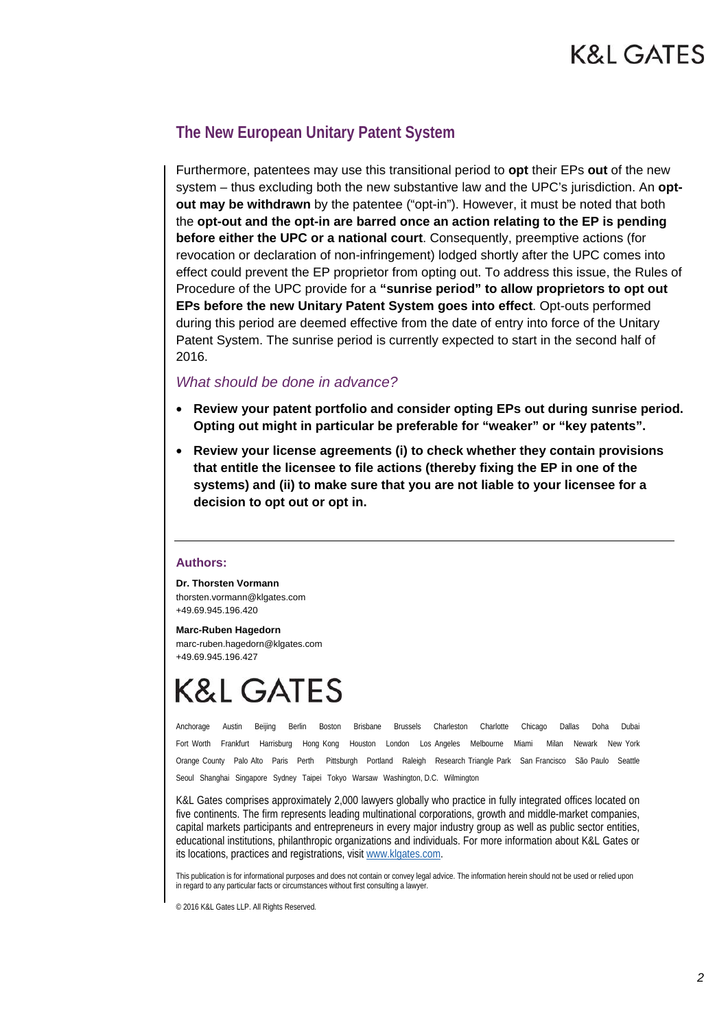## The New European Unitary Patent System

Furthermore, patentees may use this transitional period to **opt** their EPs **out** of the new system – thus excluding both the new substantive law and the UPC's jurisdiction. An **opt-out may be withdrawn** by the patentee ("opt-in"). However, it must be noted that both the **opt-out and the opt-in are barred once an action relating to the EP is pending before either the UPC or a national court**. Consequently, preemptive actions (for revocation or declaration of non-infringement) lodged shortly after the UPC comes into effect could prevent the EP proprietor from opting out. To address this issue, the Rules of Procedure of the UPC provide for a **"sunrise period" to allow proprietors to opt out EPs before the new Unitary Patent System goes into effect**. Opt-outs performed during this period are deemed effective from the date of entry into force of the Unitary Patent System. The sunrise period is currently expected to start in the second half of 2016.

### *What should be done in advance?*

- **Review your patent portfolio and consider opting EPs out during sunrise period. Opting out might in particular be preferable for "weaker" or "key patents".**
- **Review your license agreements (i) to check whether they contain provisions that entitle the licensee to file actions (thereby fixing the EP in one of the systems) and (ii) to make sure that you are not liable to your licensee for a decision to opt out or opt in.**

---

**Authors:**

**Dr. Thorsten Vormann**
thorsten.vormann@klgates.com
+49.69.945.196.420

**Marc-Ruben Hagedorn**
marc-ruben.hagedorn@klgates.com
+49.69.945.196.427

K&L GATES

Anchorage Austin Beijing Berlin Boston Brisbane Brussels Charleston Charlotte Chicago Dallas Doha Dubai Fort Worth Frankfurt Harrisburg Hong Kong Houston London Los Angeles Melbourne Miami Milan Newark New York Orange County Palo Alto Paris Perth Pittsburgh Portland Raleigh Research Triangle Park San Francisco São Paulo Seattle Seoul Shanghai Singapore Sydney Taipei Tokyo Warsaw Washington, D.C. Wilmington

K&L Gates comprises approximately 2,000 lawyers globally who practice in fully integrated offices located on five continents. The firm represents leading multinational corporations, growth and middle-market companies, capital markets participants and entrepreneurs in every major industry group as well as public sector entities, educational institutions, philanthropic organizations and individuals. For more information about K&L Gates or its locations, practices and registrations, visit www.klgates.com.

This publication is for informational purposes and does not contain or convey legal advice. The information herein should not be used or relied upon in regard to any particular facts or circumstances without first consulting a lawyer.

© 2016 K&L Gates LLP. All Rights Reserved.